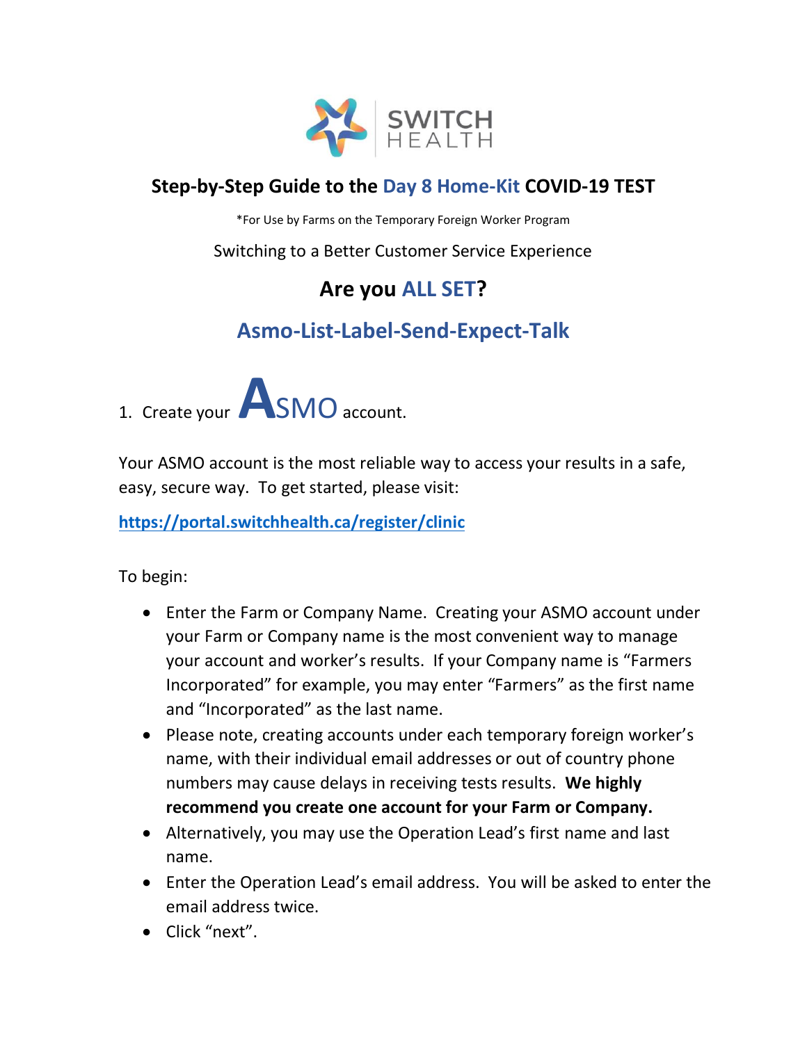SWITCH HEALTH

# Step-by-Step Guide to the Day 8 Home-Kit COVID-19 TEST

*For Use by Farms on the Temporary Foreign Worker Program

Switching to a Better Customer Service Experience

## Are you ALL SET?

## Asmo-List-Label-Send-Expect-Talk

1. Create your **A**SMO account.

Your ASMO account is the most reliable way to access your results in a safe, easy, secure way. To get started, please visit:

**https://portal.switchhealth.ca/register/clinic**

To begin:

- Enter the Farm or Company Name. Creating your ASMO account under your Farm or Company name is the most convenient way to manage your account and worker's results. If your Company name is "Farmers Incorporated" for example, you may enter "Farmers" as the first name and "Incorporated" as the last name.
- Please note, creating accounts under each temporary foreign worker's name, with their individual email addresses or out of country phone numbers may cause delays in receiving tests results. **We highly recommend you create one account for your Farm or Company.**
- Alternatively, you may use the Operation Lead's first name and last name.
- Enter the Operation Lead's email address. You will be asked to enter the email address twice.
- Click "next".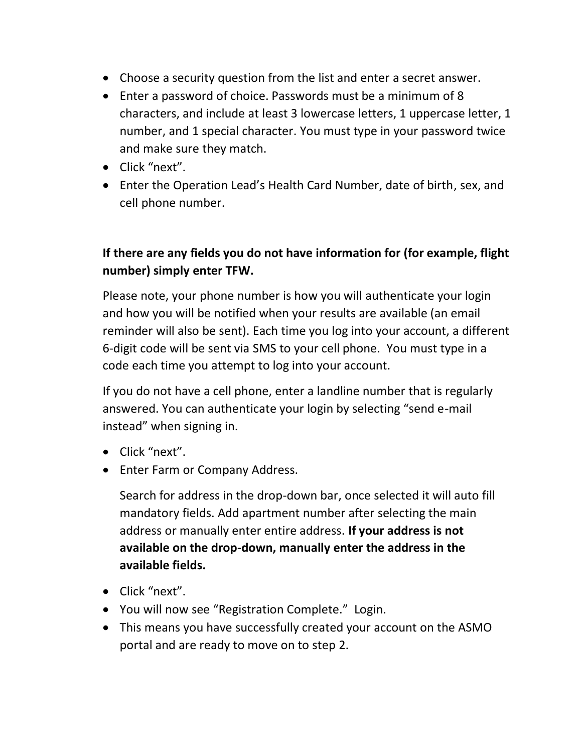- Choose a security question from the list and enter a secret answer.
- Enter a password of choice. Passwords must be a minimum of 8 characters, and include at least 3 lowercase letters, 1 uppercase letter, 1 number, and 1 special character. You must type in your password twice and make sure they match.
- Click “next”.
- Enter the Operation Lead’s Health Card Number, date of birth, sex, and cell phone number.

**If there are any fields you do not have information for (for example, flight number) simply enter TFW.**

Please note, your phone number is how you will authenticate your login and how you will be notified when your results are available (an email reminder will also be sent). Each time you log into your account, a different 6-digit code will be sent via SMS to your cell phone. You must type in a code each time you attempt to log into your account.

If you do not have a cell phone, enter a landline number that is regularly answered. You can authenticate your login by selecting “send e-mail instead” when signing in.

- Click “next”.
- Enter Farm or Company Address.

  Search for address in the drop-down bar, once selected it will auto fill mandatory fields. Add apartment number after selecting the main address or manually enter entire address. **If your address is not available on the drop-down, manually enter the address in the available fields.**

- Click “next”.
- You will now see “Registration Complete.” Login.
- This means you have successfully created your account on the ASMO portal and are ready to move on to step 2.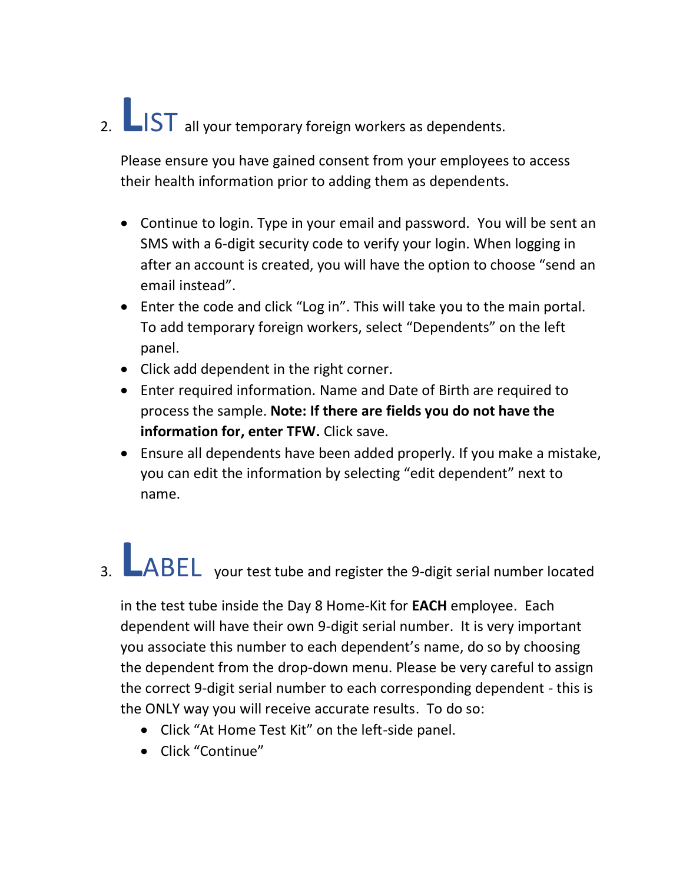2. **LIST** all your temporary foreign workers as dependents.

   Please ensure you have gained consent from your employees to access their health information prior to adding them as dependents.

   - Continue to login. Type in your email and password. You will be sent an SMS with a 6-digit security code to verify your login. When logging in after an account is created, you will have the option to choose "send an email instead".
   - Enter the code and click "Log in". This will take you to the main portal. To add temporary foreign workers, select "Dependents" on the left panel.
   - Click add dependent in the right corner.
   - Enter required information. Name and Date of Birth are required to process the sample. **Note: If there are fields you do not have the information for, enter TFW.** Click save.
   - Ensure all dependents have been added properly. If you make a mistake, you can edit the information by selecting "edit dependent" next to name.

3. **LABEL** your test tube and register the 9-digit serial number located in the test tube inside the Day 8 Home-Kit for **EACH** employee. Each dependent will have their own 9-digit serial number. It is very important you associate this number to each dependent's name, do so by choosing the dependent from the drop-down menu. Please be very careful to assign the correct 9-digit serial number to each corresponding dependent - this is the ONLY way you will receive accurate results. To do so:

   - Click "At Home Test Kit" on the left-side panel.
   - Click "Continue"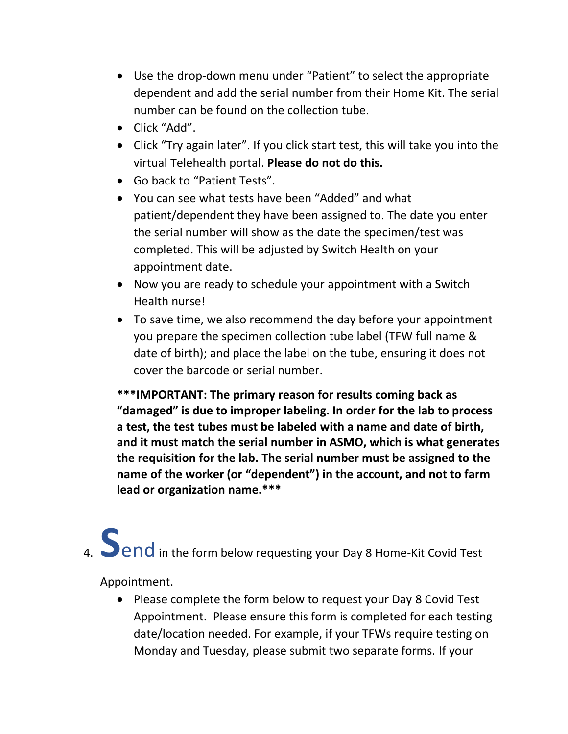- Use the drop-down menu under "Patient" to select the appropriate dependent and add the serial number from their Home Kit. The serial number can be found on the collection tube.
- Click "Add".
- Click "Try again later". If you click start test, this will take you into the virtual Telehealth portal. **Please do not do this.**
- Go back to "Patient Tests".
- You can see what tests have been "Added" and what patient/dependent they have been assigned to. The date you enter the serial number will show as the date the specimen/test was completed. This will be adjusted by Switch Health on your appointment date.
- Now you are ready to schedule your appointment with a Switch Health nurse!
- To save time, we also recommend the day before your appointment you prepare the specimen collection tube label (TFW full name & date of birth); and place the label on the tube, ensuring it does not cover the barcode or serial number.

**\*\*\*IMPORTANT: The primary reason for results coming back as "damaged" is due to improper labeling. In order for the lab to process a test, the test tubes must be labeled with a name and date of birth, and it must match the serial number in ASMO, which is what generates the requisition for the lab. The serial number must be assigned to the name of the worker (or "dependent") in the account, and not to farm lead or organization name.\*\*\***

4. **Send** in the form below requesting your Day 8 Home-Kit Covid Test Appointment.
   - Please complete the form below to request your Day 8 Covid Test Appointment. Please ensure this form is completed for each testing date/location needed. For example, if your TFWs require testing on Monday and Tuesday, please submit two separate forms. If your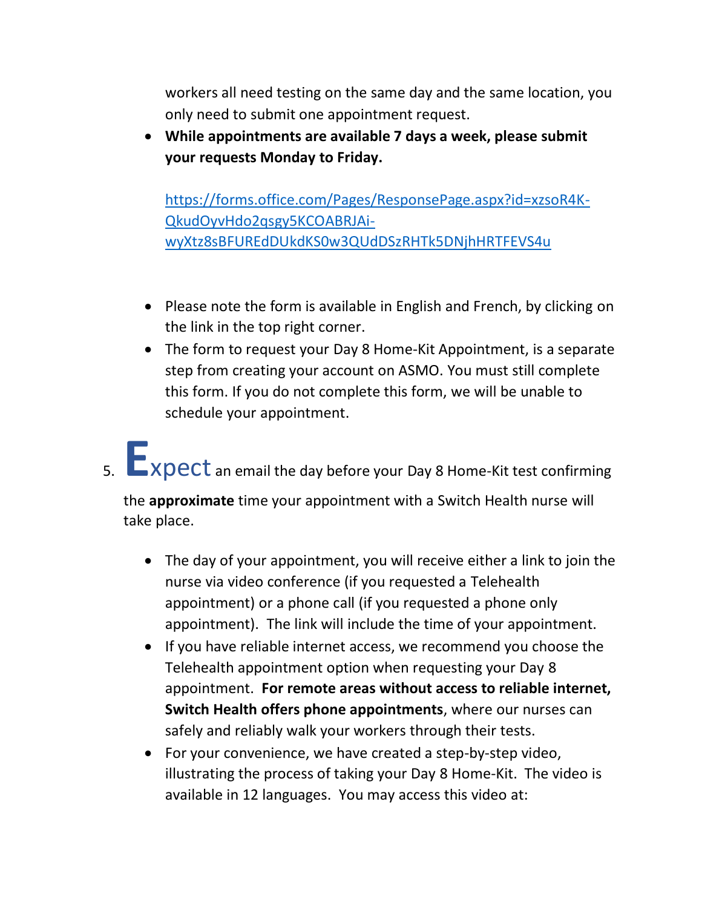workers all need testing on the same day and the same location, you only need to submit one appointment request.

- **While appointments are available 7 days a week, please submit your requests Monday to Friday.**

  https://forms.office.com/Pages/ResponsePage.aspx?id=xzsoR4K-QkudOyvHdo2qsgy5KCOABRJAi-wyXtz8sBFUREdDUkdKS0w3QUdDSzRHTk5DNjhHRTFEVS4u

- Please note the form is available in English and French, by clicking on the link in the top right corner.
- The form to request your Day 8 Home-Kit Appointment, is a separate step from creating your account on ASMO. You must still complete this form. If you do not complete this form, we will be unable to schedule your appointment.

5. **E**xpect an email the day before your Day 8 Home-Kit test confirming the **approximate** time your appointment with a Switch Health nurse will take place.

   - The day of your appointment, you will receive either a link to join the nurse via video conference (if you requested a Telehealth appointment) or a phone call (if you requested a phone only appointment). The link will include the time of your appointment.
   - If you have reliable internet access, we recommend you choose the Telehealth appointment option when requesting your Day 8 appointment. **For remote areas without access to reliable internet, Switch Health offers phone appointments**, where our nurses can safely and reliably walk your workers through their tests.
   - For your convenience, we have created a step-by-step video, illustrating the process of taking your Day 8 Home-Kit. The video is available in 12 languages. You may access this video at: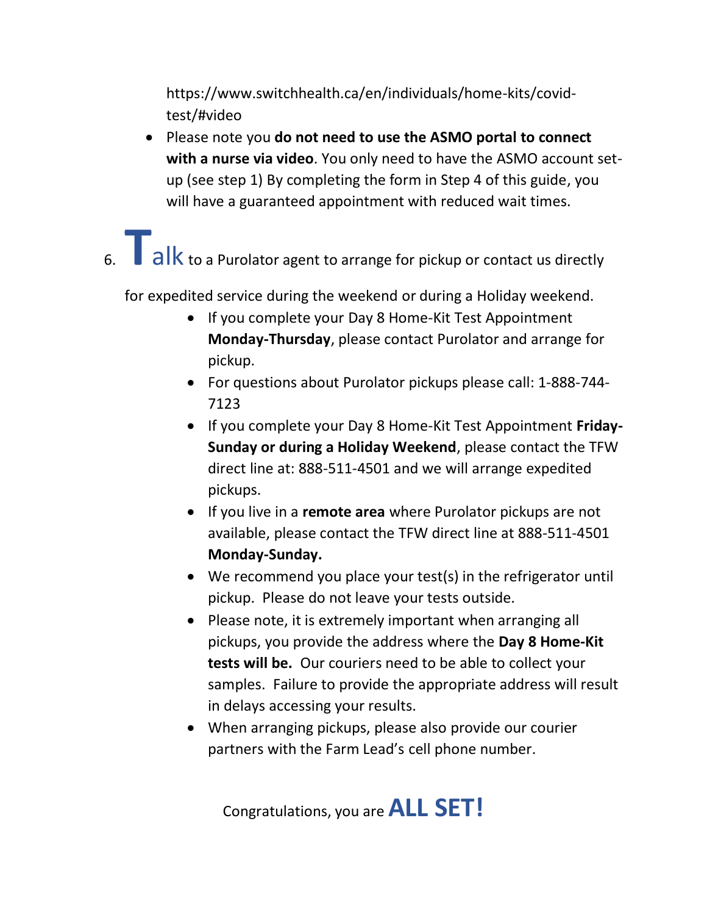https://www.switchhealth.ca/en/individuals/home-kits/covid-test/#video

- Please note you **do not need to use the ASMO portal to connect with a nurse via video**. You only need to have the ASMO account set-up (see step 1) By completing the form in Step 4 of this guide, you will have a guaranteed appointment with reduced wait times.

6. **Talk** to a Purolator agent to arrange for pickup or contact us directly for expedited service during the weekend or during a Holiday weekend.
    - If you complete your Day 8 Home-Kit Test Appointment **Monday-Thursday**, please contact Purolator and arrange for pickup.
    - For questions about Purolator pickups please call: 1-888-744-7123
    - If you complete your Day 8 Home-Kit Test Appointment **Friday-Sunday or during a Holiday Weekend**, please contact the TFW direct line at: 888-511-4501 and we will arrange expedited pickups.
    - If you live in a **remote area** where Purolator pickups are not available, please contact the TFW direct line at 888-511-4501 **Monday-Sunday.**
    - We recommend you place your test(s) in the refrigerator until pickup. Please do not leave your tests outside.
    - Please note, it is extremely important when arranging all pickups, you provide the address where the **Day 8 Home-Kit tests will be.** Our couriers need to be able to collect your samples. Failure to provide the appropriate address will result in delays accessing your results.
    - When arranging pickups, please also provide our courier partners with the Farm Lead's cell phone number.

Congratulations, you are **ALL SET!**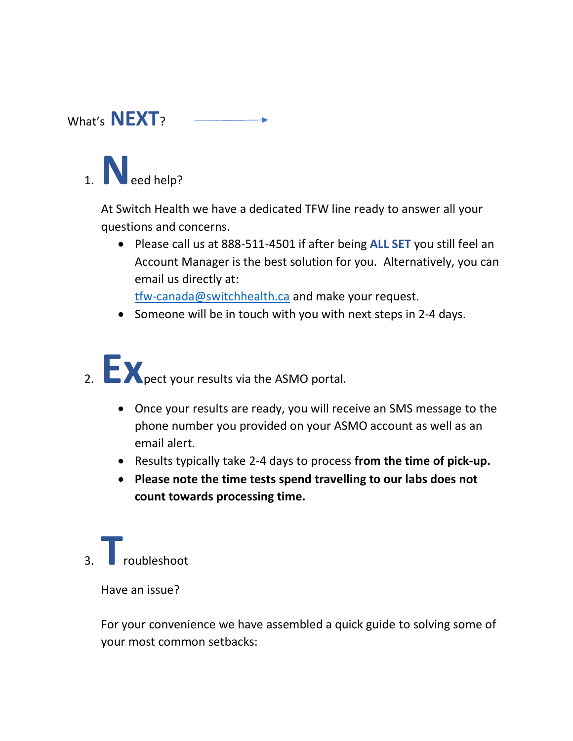## What's **NEXT**?

1. **N**eed help?

   At Switch Health we have a dedicated TFW line ready to answer all your questions and concerns.

   - Please call us at 888-511-4501 if after being **ALL SET** you still feel an Account Manager is the best solution for you. Alternatively, you can email us directly at: tfw-canada@switchhealth.ca and make your request.
   - Someone will be in touch with you with next steps in 2-4 days.

2. **Ex**pect your results via the ASMO portal.

   - Once your results are ready, you will receive an SMS message to the phone number you provided on your ASMO account as well as an email alert.
   - Results typically take 2-4 days to process **from the time of pick-up.**
   - **Please note the time tests spend travelling to our labs does not count towards processing time.**

3. **T**roubleshoot

   Have an issue?

   For your convenience we have assembled a quick guide to solving some of your most common setbacks: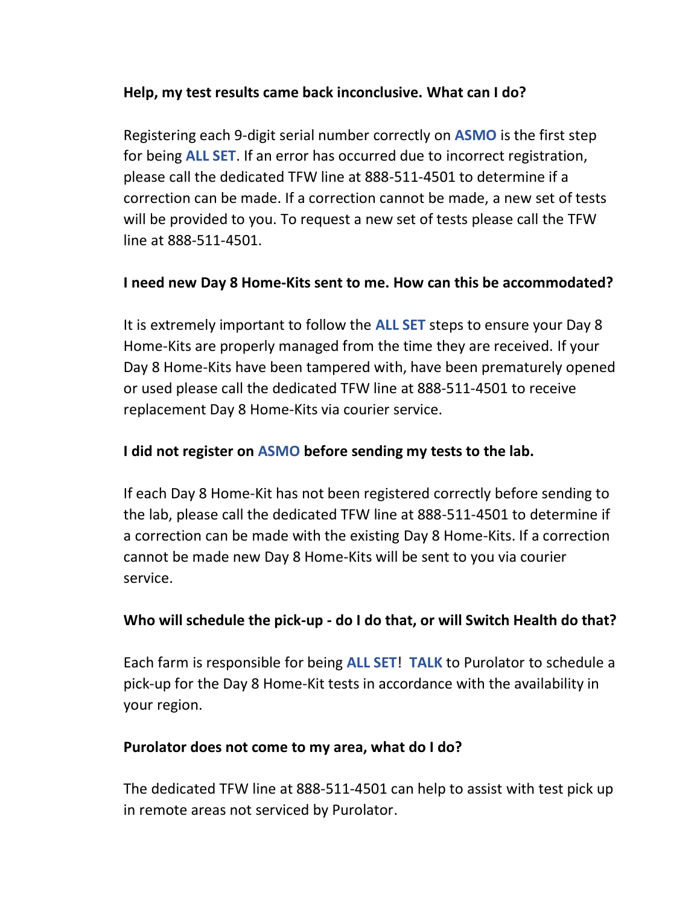**Help, my test results came back inconclusive. What can I do?**

Registering each 9-digit serial number correctly on **ASMO** is the first step for being **ALL SET**. If an error has occurred due to incorrect registration, please call the dedicated TFW line at 888-511-4501 to determine if a correction can be made. If a correction cannot be made, a new set of tests will be provided to you. To request a new set of tests please call the TFW line at 888-511-4501.

**I need new Day 8 Home-Kits sent to me. How can this be accommodated?**

It is extremely important to follow the **ALL SET** steps to ensure your Day 8 Home-Kits are properly managed from the time they are received. If your Day 8 Home-Kits have been tampered with, have been prematurely opened or used please call the dedicated TFW line at 888-511-4501 to receive replacement Day 8 Home-Kits via courier service.

**I did not register on ASMO before sending my tests to the lab.**

If each Day 8 Home-Kit has not been registered correctly before sending to the lab, please call the dedicated TFW line at 888-511-4501 to determine if a correction can be made with the existing Day 8 Home-Kits. If a correction cannot be made new Day 8 Home-Kits will be sent to you via courier service.

**Who will schedule the pick-up - do I do that, or will Switch Health do that?**

Each farm is responsible for being **ALL SET**! **TALK** to Purolator to schedule a pick-up for the Day 8 Home-Kit tests in accordance with the availability in your region.

**Purolator does not come to my area, what do I do?**

The dedicated TFW line at 888-511-4501 can help to assist with test pick up in remote areas not serviced by Purolator.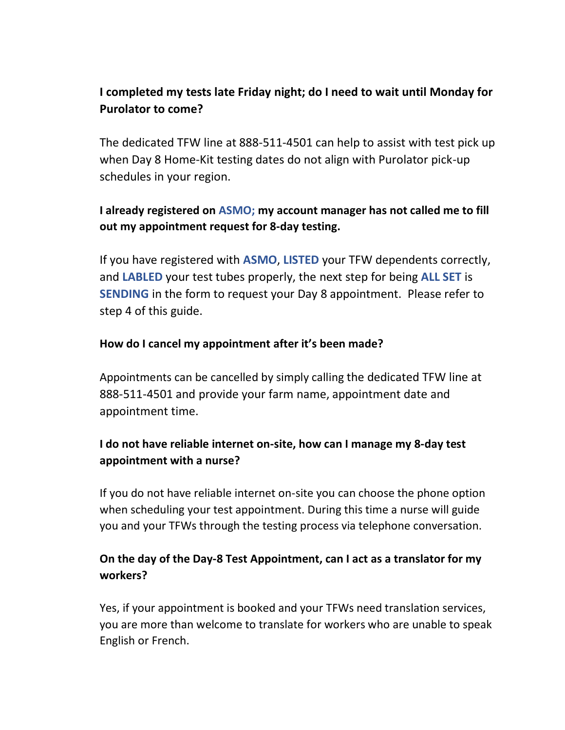**I completed my tests late Friday night; do I need to wait until Monday for Purolator to come?**

The dedicated TFW line at 888-511-4501 can help to assist with test pick up when Day 8 Home-Kit testing dates do not align with Purolator pick-up schedules in your region.

**I already registered on ASMO; my account manager has not called me to fill out my appointment request for 8-day testing.**

If you have registered with **ASMO**, **LISTED** your TFW dependents correctly, and **LABLED** your test tubes properly, the next step for being **ALL SET** is **SENDING** in the form to request your Day 8 appointment. Please refer to step 4 of this guide.

**How do I cancel my appointment after it's been made?**

Appointments can be cancelled by simply calling the dedicated TFW line at 888-511-4501 and provide your farm name, appointment date and appointment time.

**I do not have reliable internet on-site, how can I manage my 8-day test appointment with a nurse?**

If you do not have reliable internet on-site you can choose the phone option when scheduling your test appointment. During this time a nurse will guide you and your TFWs through the testing process via telephone conversation.

**On the day of the Day-8 Test Appointment, can I act as a translator for my workers?**

Yes, if your appointment is booked and your TFWs need translation services, you are more than welcome to translate for workers who are unable to speak English or French.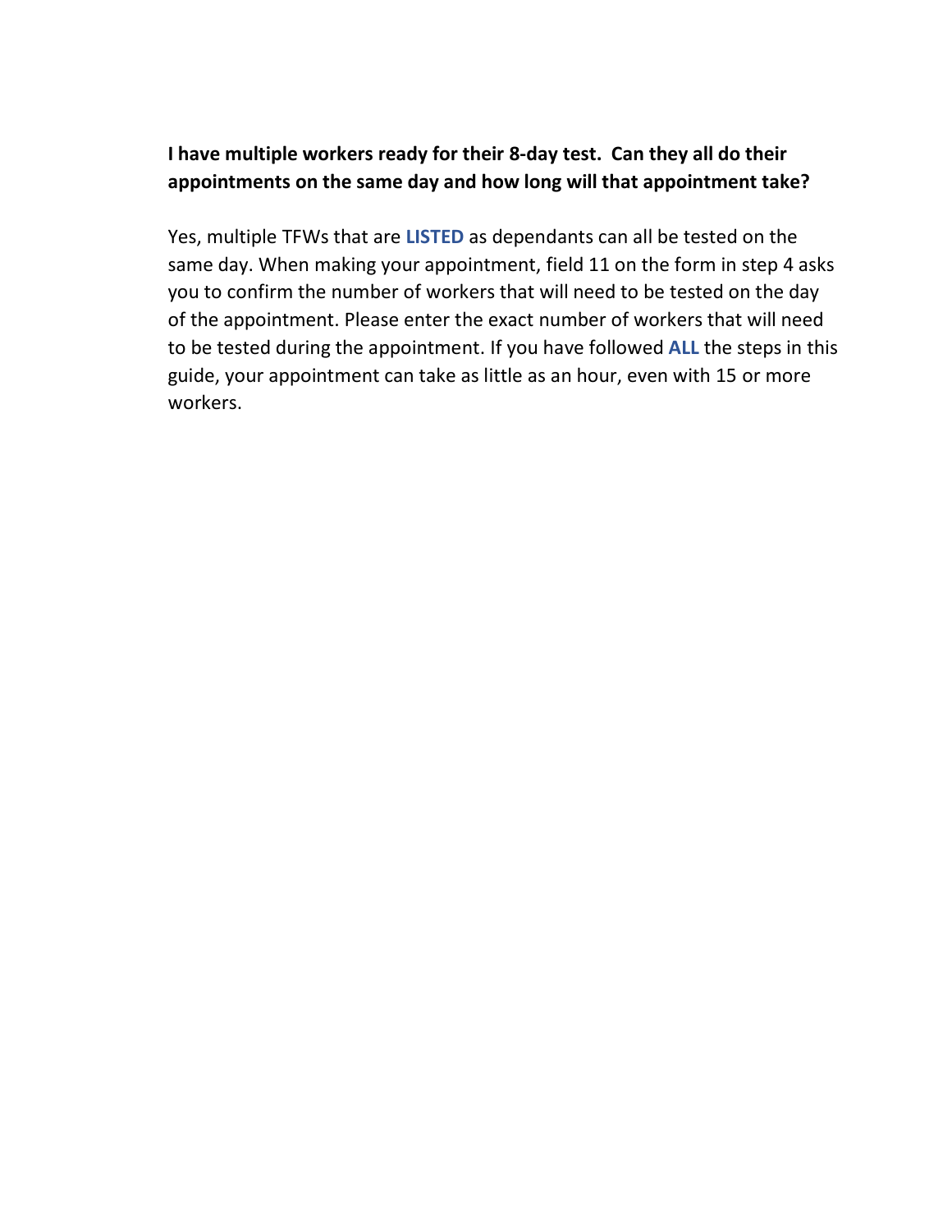**I have multiple workers ready for their 8-day test. Can they all do their appointments on the same day and how long will that appointment take?**

Yes, multiple TFWs that are **LISTED** as dependants can all be tested on the same day. When making your appointment, field 11 on the form in step 4 asks you to confirm the number of workers that will need to be tested on the day of the appointment. Please enter the exact number of workers that will need to be tested during the appointment. If you have followed **ALL** the steps in this guide, your appointment can take as little as an hour, even with 15 or more workers.